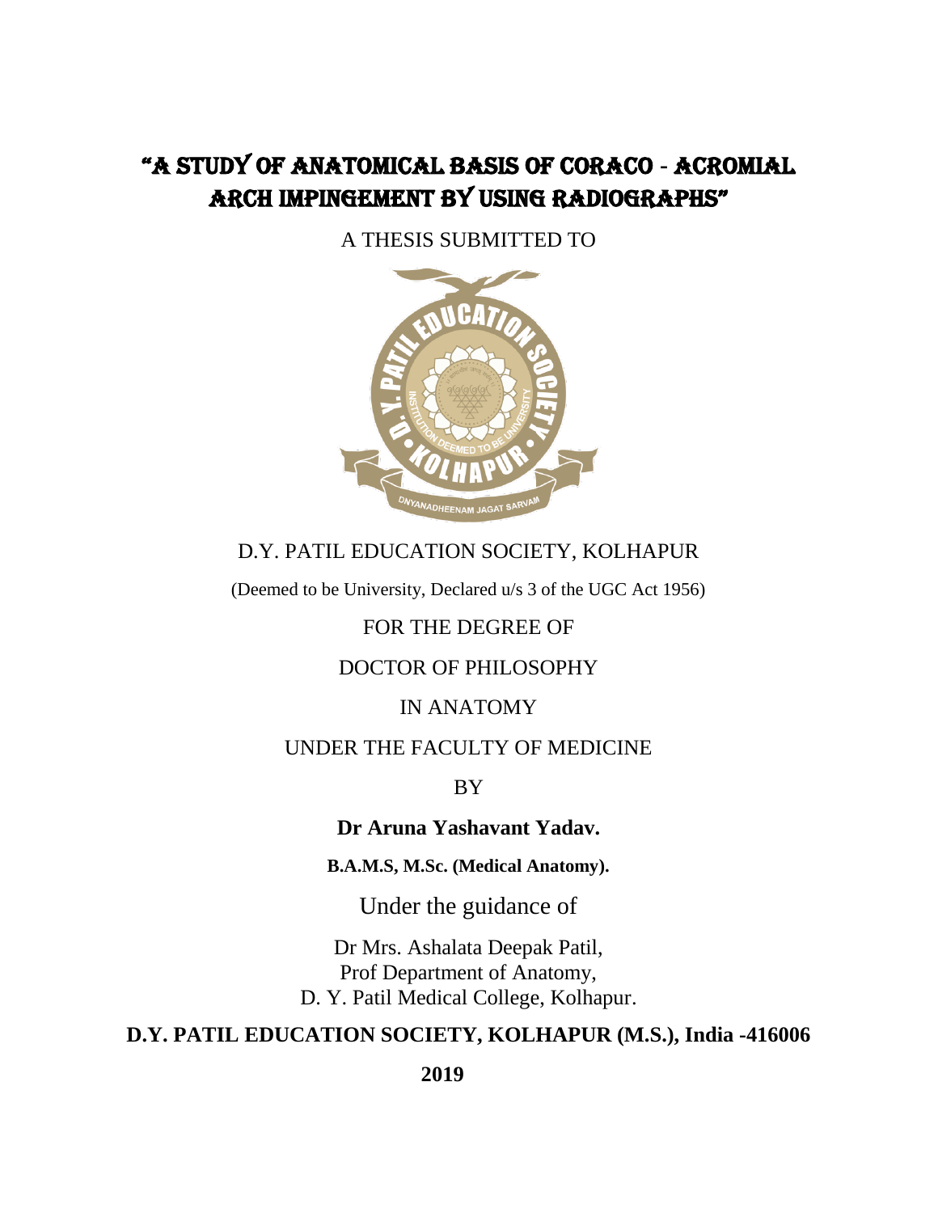# "A STUDY OF ANATOMICAL BASIS OF CORACO - ACROMIAL ARCH IMPINGEMENT BY USING RADIOGRAPHS"

A THESIS SUBMITTED TO

D.Y. PATIL EDUCATION SOCIETY, KOLHAPUR

(Deemed to be University, Declared u/s 3 of the UGC Act 1956)

FOR THE DEGREE OF

DOCTOR OF PHILOSOPHY

IN ANATOMY

UNDER THE FACULTY OF MEDICINE

BY

**Dr Aruna Yashavant Yadav.**

**B.A.M.S, M.Sc. (Medical Anatomy).**

Under the guidance of

Dr Mrs. Ashalata Deepak Patil,
Prof Department of Anatomy,
D. Y. Patil Medical College, Kolhapur.

**D.Y. PATIL EDUCATION SOCIETY, KOLHAPUR (M.S.), India -416006**

**2019**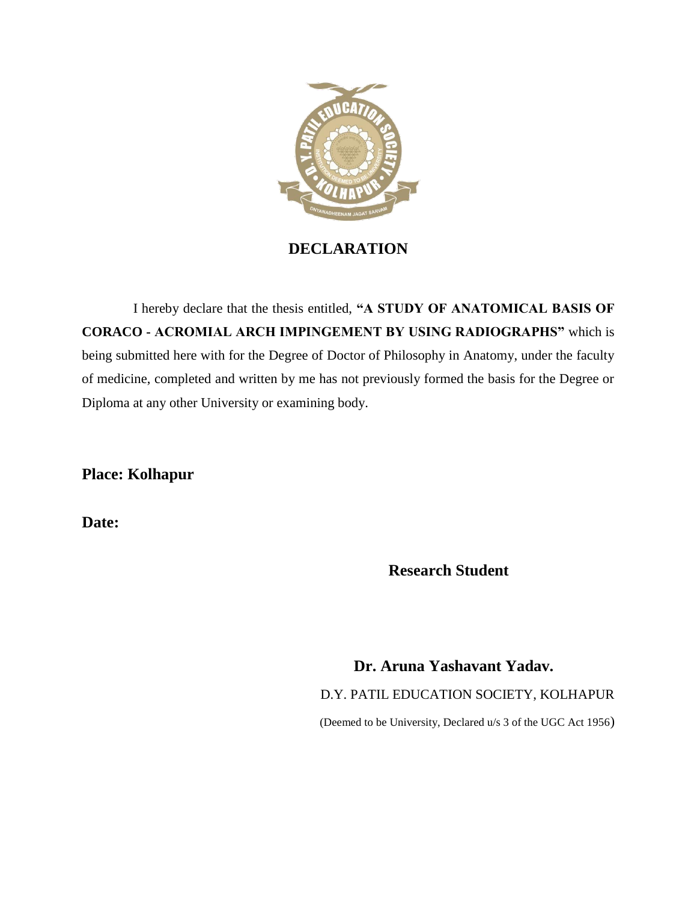# DECLARATION

I hereby declare that the thesis entitled, **"A STUDY OF ANATOMICAL BASIS OF CORACO - ACROMIAL ARCH IMPINGEMENT BY USING RADIOGRAPHS"** which is being submitted here with for the Degree of Doctor of Philosophy in Anatomy, under the faculty of medicine, completed and written by me has not previously formed the basis for the Degree or Diploma at any other University or examining body.

**Place: Kolhapur**

**Date:**

**Research Student**

**Dr. Aruna Yashavant Yadav.**

D.Y. PATIL EDUCATION SOCIETY, KOLHAPUR

(Deemed to be University, Declared u/s 3 of the UGC Act 1956)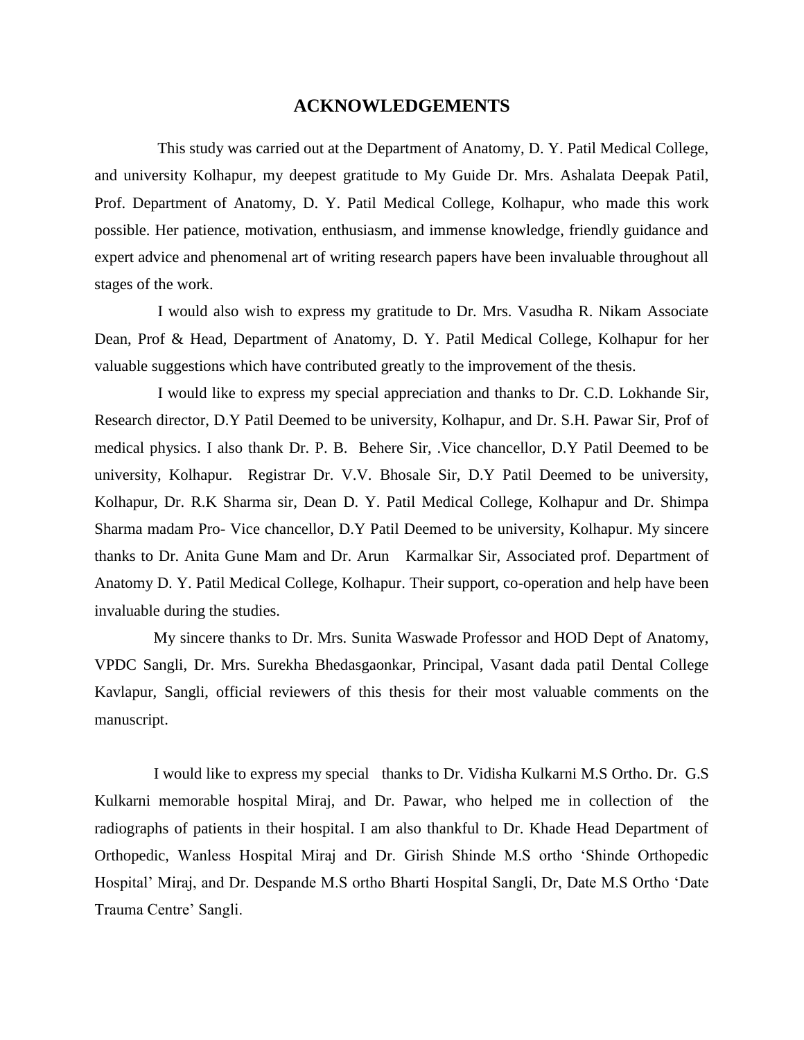# ACKNOWLEDGEMENTS

This study was carried out at the Department of Anatomy, D. Y. Patil Medical College, and university Kolhapur, my deepest gratitude to My Guide Dr. Mrs. Ashalata Deepak Patil, Prof. Department of Anatomy, D. Y. Patil Medical College, Kolhapur, who made this work possible. Her patience, motivation, enthusiasm, and immense knowledge, friendly guidance and expert advice and phenomenal art of writing research papers have been invaluable throughout all stages of the work.

I would also wish to express my gratitude to Dr. Mrs. Vasudha R. Nikam Associate Dean, Prof & Head, Department of Anatomy, D. Y. Patil Medical College, Kolhapur for her valuable suggestions which have contributed greatly to the improvement of the thesis.

I would like to express my special appreciation and thanks to Dr. C.D. Lokhande Sir, Research director, D.Y Patil Deemed to be university, Kolhapur, and Dr. S.H. Pawar Sir, Prof of medical physics. I also thank Dr. P. B. Behere Sir, .Vice chancellor, D.Y Patil Deemed to be university, Kolhapur. Registrar Dr. V.V. Bhosale Sir, D.Y Patil Deemed to be university, Kolhapur, Dr. R.K Sharma sir, Dean D. Y. Patil Medical College, Kolhapur and Dr. Shimpa Sharma madam Pro- Vice chancellor, D.Y Patil Deemed to be university, Kolhapur. My sincere thanks to Dr. Anita Gune Mam and Dr. Arun Karmalkar Sir, Associated prof. Department of Anatomy D. Y. Patil Medical College, Kolhapur. Their support, co-operation and help have been invaluable during the studies.

My sincere thanks to Dr. Mrs. Sunita Waswade Professor and HOD Dept of Anatomy, VPDC Sangli, Dr. Mrs. Surekha Bhedasgaonkar, Principal, Vasant dada patil Dental College Kavlapur, Sangli, official reviewers of this thesis for their most valuable comments on the manuscript.

I would like to express my special thanks to Dr. Vidisha Kulkarni M.S Ortho. Dr. G.S Kulkarni memorable hospital Miraj, and Dr. Pawar, who helped me in collection of the radiographs of patients in their hospital. I am also thankful to Dr. Khade Head Department of Orthopedic, Wanless Hospital Miraj and Dr. Girish Shinde M.S ortho 'Shinde Orthopedic Hospital' Miraj, and Dr. Despande M.S ortho Bharti Hospital Sangli, Dr, Date M.S Ortho 'Date Trauma Centre' Sangli.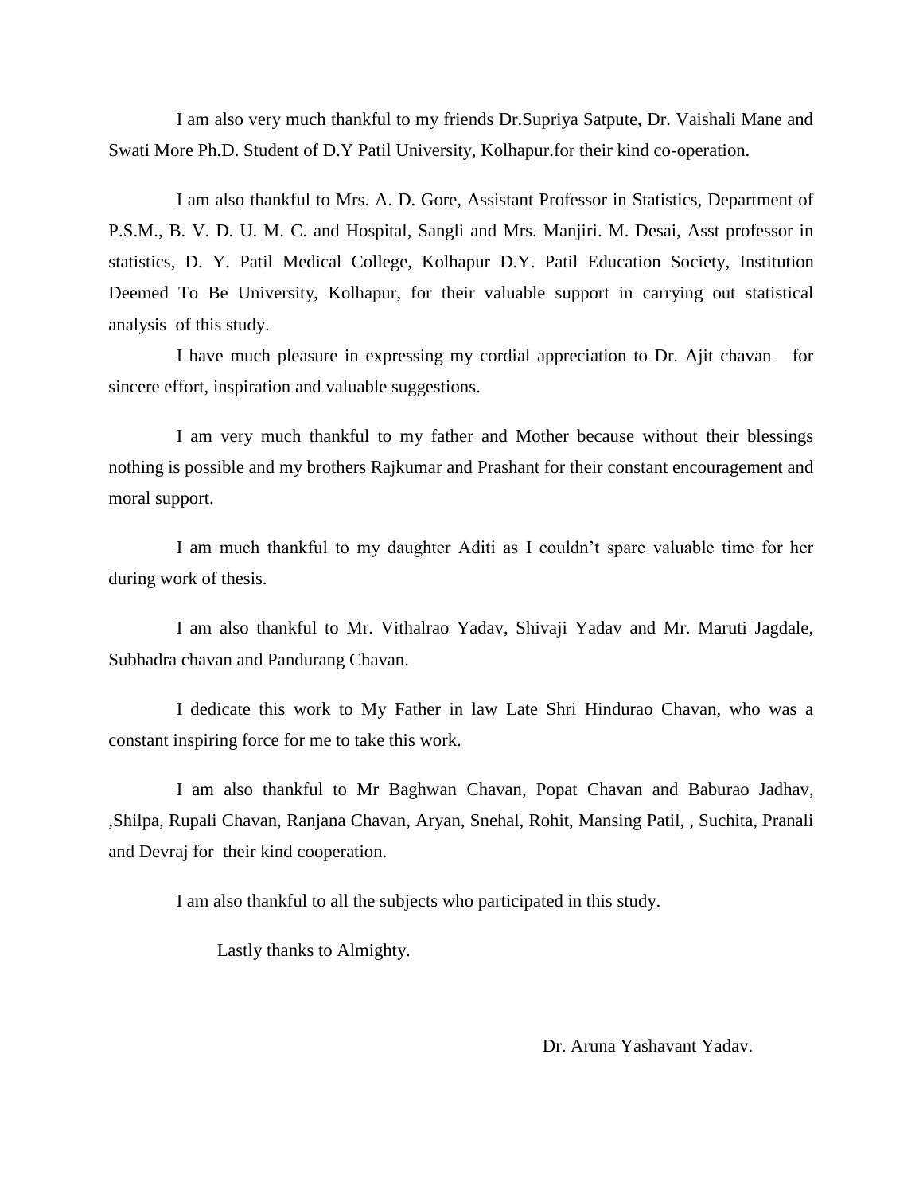I am also very much thankful to my friends Dr.Supriya Satpute, Dr. Vaishali Mane and Swati More Ph.D. Student of D.Y Patil University, Kolhapur.for their kind co-operation.

I am also thankful to Mrs. A. D. Gore, Assistant Professor in Statistics, Department of P.S.M., B. V. D. U. M. C. and Hospital, Sangli and Mrs. Manjiri. M. Desai, Asst professor in statistics, D. Y. Patil Medical College, Kolhapur D.Y. Patil Education Society, Institution Deemed To Be University, Kolhapur, for their valuable support in carrying out statistical analysis of this study.

I have much pleasure in expressing my cordial appreciation to Dr. Ajit chavan for sincere effort, inspiration and valuable suggestions.

I am very much thankful to my father and Mother because without their blessings nothing is possible and my brothers Rajkumar and Prashant for their constant encouragement and moral support.

I am much thankful to my daughter Aditi as I couldn't spare valuable time for her during work of thesis.

I am also thankful to Mr. Vithalrao Yadav, Shivaji Yadav and Mr. Maruti Jagdale, Subhadra chavan and Pandurang Chavan.

I dedicate this work to My Father in law Late Shri Hindurao Chavan, who was a constant inspiring force for me to take this work.

I am also thankful to Mr Baghwan Chavan, Popat Chavan and Baburao Jadhav, ,Shilpa, Rupali Chavan, Ranjana Chavan, Aryan, Snehal, Rohit, Mansing Patil, , Suchita, Pranali and Devraj for their kind cooperation.

I am also thankful to all the subjects who participated in this study.

Lastly thanks to Almighty.

Dr. Aruna Yashavant Yadav.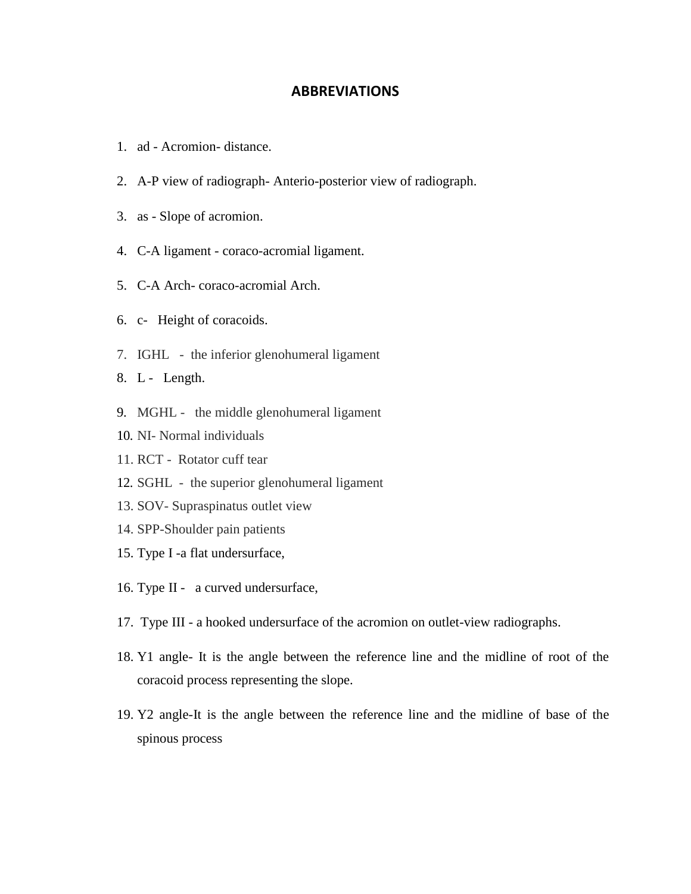## ABBREVIATIONS

1. ad - Acromion- distance.
2. A-P view of radiograph- Anterio-posterior view of radiograph.
3. as - Slope of acromion.
4. C-A ligament - coraco-acromial ligament.
5. C-A Arch- coraco-acromial Arch.
6. c- Height of coracoids.
7. IGHL - the inferior glenohumeral ligament
8. L - Length.
9. MGHL - the middle glenohumeral ligament
10. NI- Normal individuals
11. RCT - Rotator cuff tear
12. SGHL - the superior glenohumeral ligament
13. SOV- Supraspinatus outlet view
14. SPP-Shoulder pain patients
15. Type I -a flat undersurface,
16. Type II - a curved undersurface,
17. Type III - a hooked undersurface of the acromion on outlet-view radiographs.
18. Y1 angle- It is the angle between the reference line and the midline of root of the coracoid process representing the slope.
19. Y2 angle-It is the angle between the reference line and the midline of base of the spinous process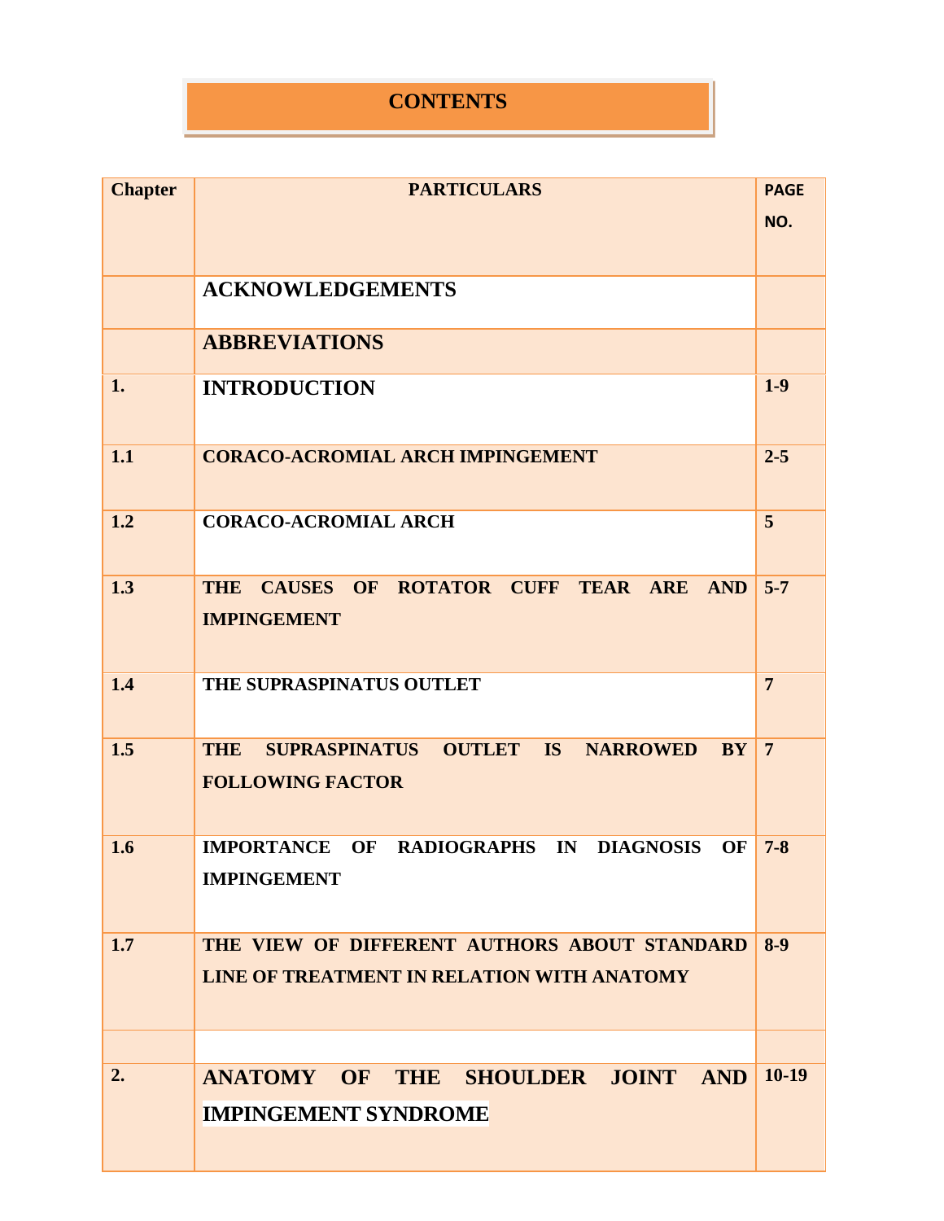# CONTENTS

| Chapter | PARTICULARS | PAGE NO. |
|---|---|---|
| | **ACKNOWLEDGEMENTS** | |
| | **ABBREVIATIONS** | |
| **1.** | **INTRODUCTION** | **1-9** |
| **1.1** | **CORACO-ACROMIAL ARCH IMPINGEMENT** | **2-5** |
| **1.2** | **CORACO-ACROMIAL ARCH** | **5** |
| **1.3** | **THE CAUSES OF ROTATOR CUFF TEAR ARE AND IMPINGEMENT** | **5-7** |
| **1.4** | **THE SUPRASPINATUS OUTLET** | **7** |
| **1.5** | **THE SUPRASPINATUS OUTLET IS NARROWED BY FOLLOWING FACTOR** | **7** |
| **1.6** | **IMPORTANCE OF RADIOGRAPHS IN DIAGNOSIS OF IMPINGEMENT** | **7-8** |
| **1.7** | **THE VIEW OF DIFFERENT AUTHORS ABOUT STANDARD LINE OF TREATMENT IN RELATION WITH ANATOMY** | **8-9** |
| | | |
| **2.** | **ANATOMY OF THE SHOULDER JOINT AND IMPINGEMENT SYNDROME** | **10-19** |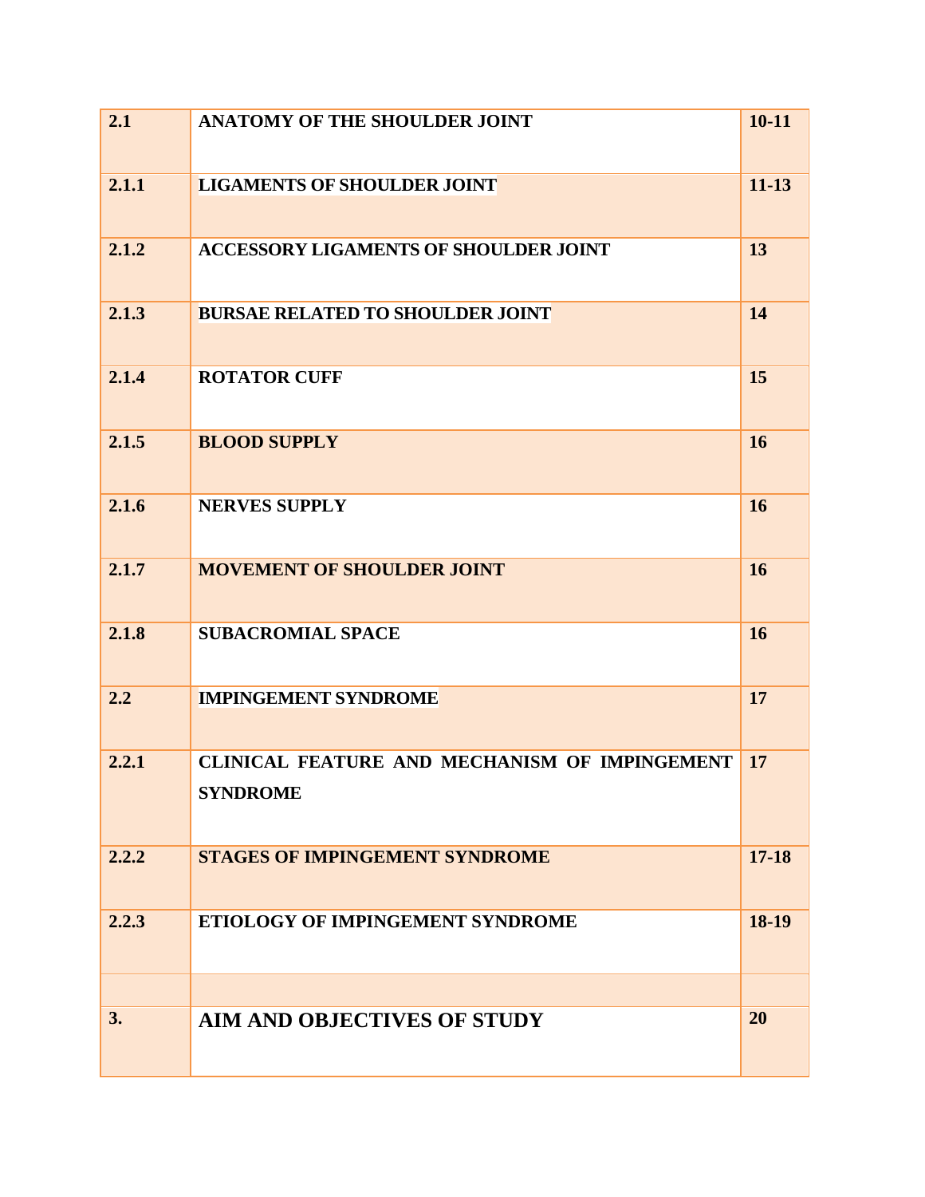| 2.1 | ANATOMY OF THE SHOULDER JOINT | 10-11 |
|---|---|---|
| 2.1.1 | LIGAMENTS OF SHOULDER JOINT | 11-13 |
| 2.1.2 | ACCESSORY LIGAMENTS OF SHOULDER JOINT | 13 |
| 2.1.3 | BURSAE RELATED TO SHOULDER JOINT | 14 |
| 2.1.4 | ROTATOR CUFF | 15 |
| 2.1.5 | BLOOD SUPPLY | 16 |
| 2.1.6 | NERVES SUPPLY | 16 |
| 2.1.7 | MOVEMENT OF SHOULDER JOINT | 16 |
| 2.1.8 | SUBACROMIAL SPACE | 16 |
| 2.2 | IMPINGEMENT SYNDROME | 17 |
| 2.2.1 | CLINICAL FEATURE AND MECHANISM OF IMPINGEMENT SYNDROME | 17 |
| 2.2.2 | STAGES OF IMPINGEMENT SYNDROME | 17-18 |
| 2.2.3 | ETIOLOGY OF IMPINGEMENT SYNDROME | 18-19 |
| | | |
| 3. | AIM AND OBJECTIVES OF STUDY | 20 |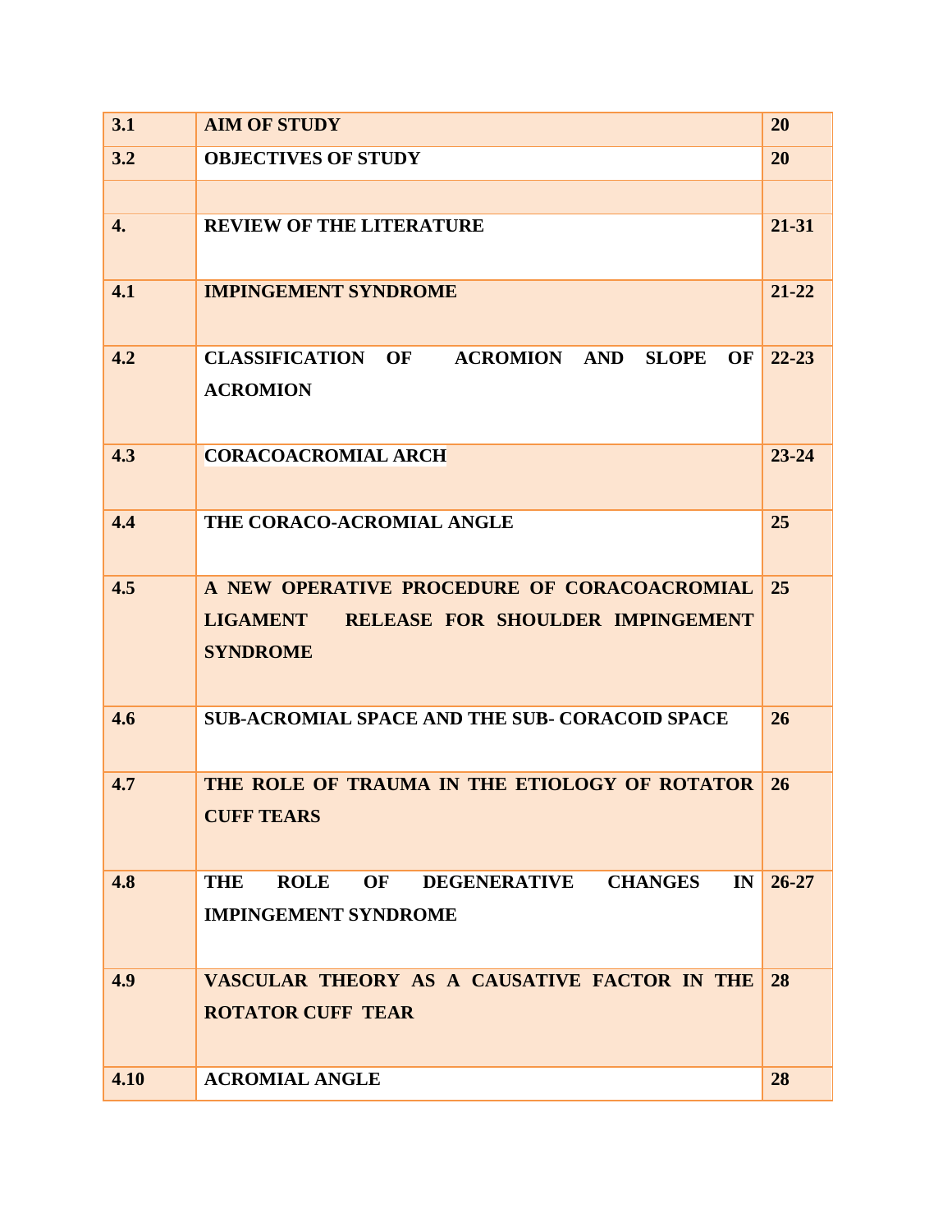| | | |
|---|---|---|
| **3.1** | **AIM OF STUDY** | **20** |
| **3.2** | **OBJECTIVES OF STUDY** | **20** |
| | | |
| **4.** | **REVIEW OF THE LITERATURE** | **21-31** |
| **4.1** | **IMPINGEMENT SYNDROME** | **21-22** |
| **4.2** | **CLASSIFICATION OF ACROMION AND SLOPE OF ACROMION** | **22-23** |
| **4.3** | **CORACOACROMIAL ARCH** | **23-24** |
| **4.4** | **THE CORACO-ACROMIAL ANGLE** | **25** |
| **4.5** | **A NEW OPERATIVE PROCEDURE OF CORACOACROMIAL LIGAMENT RELEASE FOR SHOULDER IMPINGEMENT SYNDROME** | **25** |
| **4.6** | **SUB-ACROMIAL SPACE AND THE SUB- CORACOID SPACE** | **26** |
| **4.7** | **THE ROLE OF TRAUMA IN THE ETIOLOGY OF ROTATOR CUFF TEARS** | **26** |
| **4.8** | **THE ROLE OF DEGENERATIVE CHANGES IN IMPINGEMENT SYNDROME** | **26-27** |
| **4.9** | **VASCULAR THEORY AS A CAUSATIVE FACTOR IN THE ROTATOR CUFF TEAR** | **28** |
| **4.10** | **ACROMIAL ANGLE** | **28** |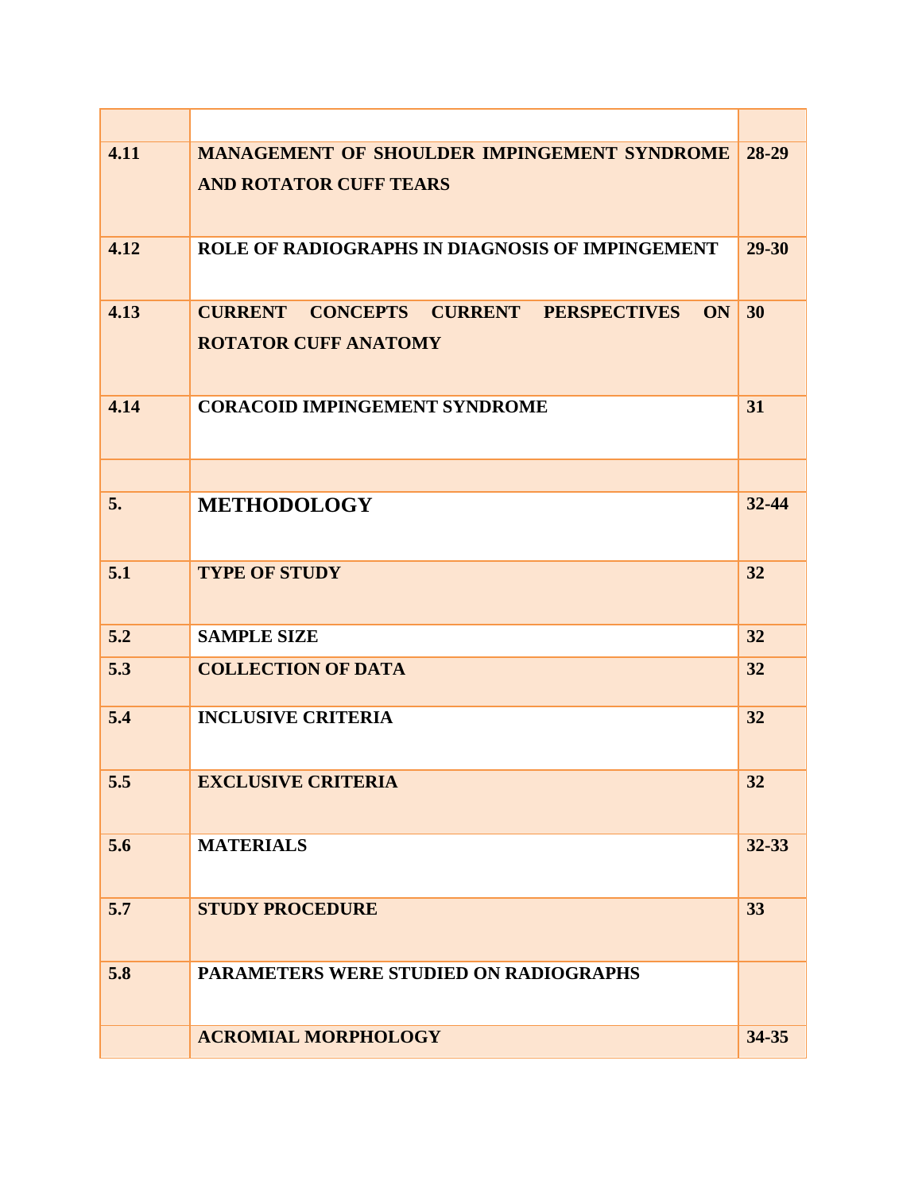| | | |
|---|---|---|
| **4.11** | **MANAGEMENT OF SHOULDER IMPINGEMENT SYNDROME AND ROTATOR CUFF TEARS** | **28-29** |
| **4.12** | **ROLE OF RADIOGRAPHS IN DIAGNOSIS OF IMPINGEMENT** | **29-30** |
| **4.13** | **CURRENT CONCEPTS CURRENT PERSPECTIVES ON ROTATOR CUFF ANATOMY** | **30** |
| **4.14** | **CORACOID IMPINGEMENT SYNDROME** | **31** |
| | | |
| **5.** | **METHODOLOGY** | **32-44** |
| **5.1** | **TYPE OF STUDY** | **32** |
| **5.2** | **SAMPLE SIZE** | **32** |
| **5.3** | **COLLECTION OF DATA** | **32** |
| **5.4** | **INCLUSIVE CRITERIA** | **32** |
| **5.5** | **EXCLUSIVE CRITERIA** | **32** |
| **5.6** | **MATERIALS** | **32-33** |
| **5.7** | **STUDY PROCEDURE** | **33** |
| **5.8** | **PARAMETERS WERE STUDIED ON RADIOGRAPHS** | |
| | **ACROMIAL MORPHOLOGY** | **34-35** |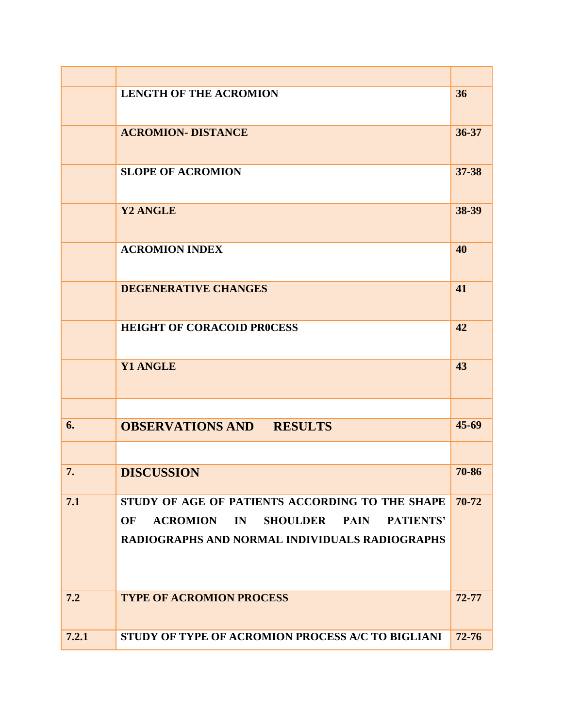| | | |
|---|---|---|
| | **LENGTH OF THE ACROMION** | **36** |
| | **ACROMION- DISTANCE** | **36-37** |
| | **SLOPE OF ACROMION** | **37-38** |
| | **Y2 ANGLE** | **38-39** |
| | **ACROMION INDEX** | **40** |
| | **DEGENERATIVE CHANGES** | **41** |
| | **HEIGHT OF CORACOID PR0CESS** | **42** |
| | **Y1 ANGLE** | **43** |
| | | |
| **6.** | **OBSERVATIONS AND RESULTS** | **45-69** |
| | | |
| **7.** | **DISCUSSION** | **70-86** |
| **7.1** | **STUDY OF AGE OF PATIENTS ACCORDING TO THE SHAPE OF ACROMION IN SHOULDER PAIN PATIENTS' RADIOGRAPHS AND NORMAL INDIVIDUALS RADIOGRAPHS** | **70-72** |
| **7.2** | **TYPE OF ACROMION PROCESS** | **72-77** |
| **7.2.1** | **STUDY OF TYPE OF ACROMION PROCESS A/C TO BIGLIANI** | **72-76** |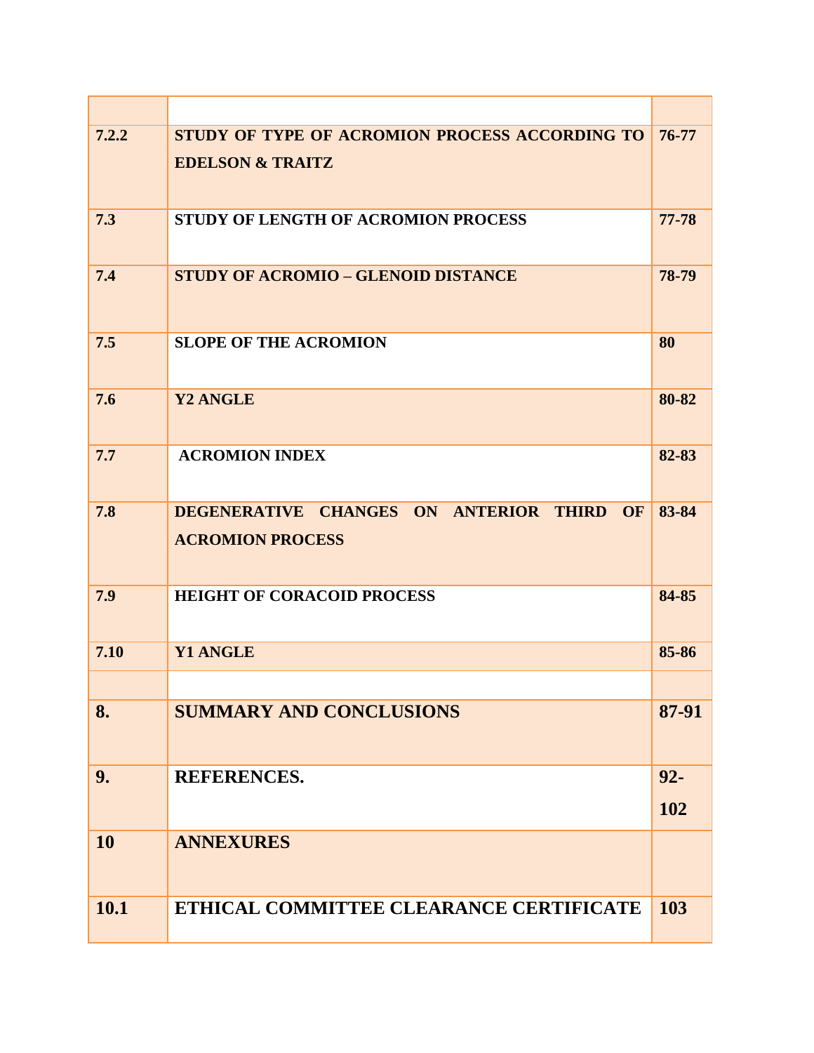| | | |
|---|---|---|
| **7.2.2** | **STUDY OF TYPE OF ACROMION PROCESS ACCORDING TO EDELSON & TRAITZ** | **76-77** |
| **7.3** | **STUDY OF LENGTH OF ACROMION PROCESS** | **77-78** |
| **7.4** | **STUDY OF ACROMIO – GLENOID DISTANCE** | **78-79** |
| **7.5** | **SLOPE OF THE ACROMION** | **80** |
| **7.6** | **Y2 ANGLE** | **80-82** |
| **7.7** | **ACROMION INDEX** | **82-83** |
| **7.8** | **DEGENERATIVE CHANGES ON ANTERIOR THIRD OF ACROMION PROCESS** | **83-84** |
| **7.9** | **HEIGHT OF CORACOID PROCESS** | **84-85** |
| **7.10** | **Y1 ANGLE** | **85-86** |
| | | |
| **8.** | **SUMMARY AND CONCLUSIONS** | **87-91** |
| **9.** | **REFERENCES.** | **92-102** |
| **10** | **ANNEXURES** | |
| **10.1** | **ETHICAL COMMITTEE CLEARANCE CERTIFICATE** | **103** |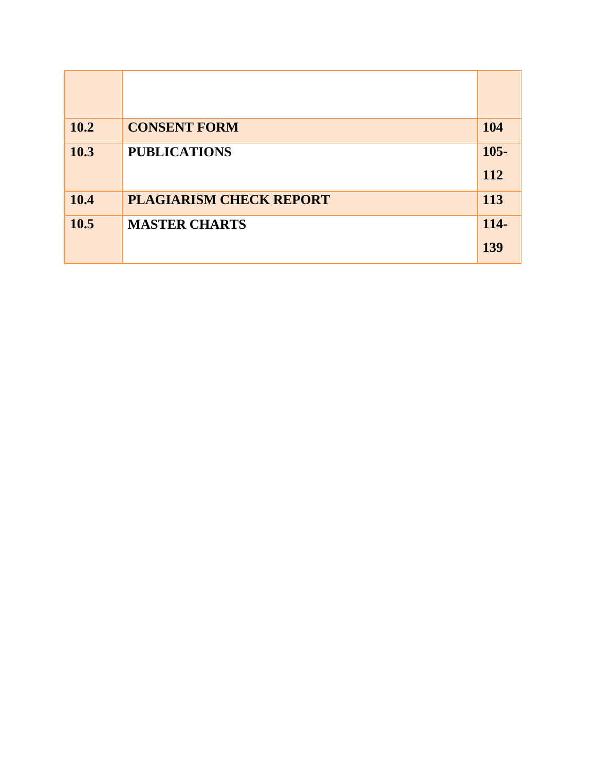| | | |
|---|---|---|
| **10.2** | **CONSENT FORM** | **104** |
| **10.3** | **PUBLICATIONS** | **105-112** |
| **10.4** | **PLAGIARISM CHECK REPORT** | **113** |
| **10.5** | **MASTER CHARTS** | **114-139** |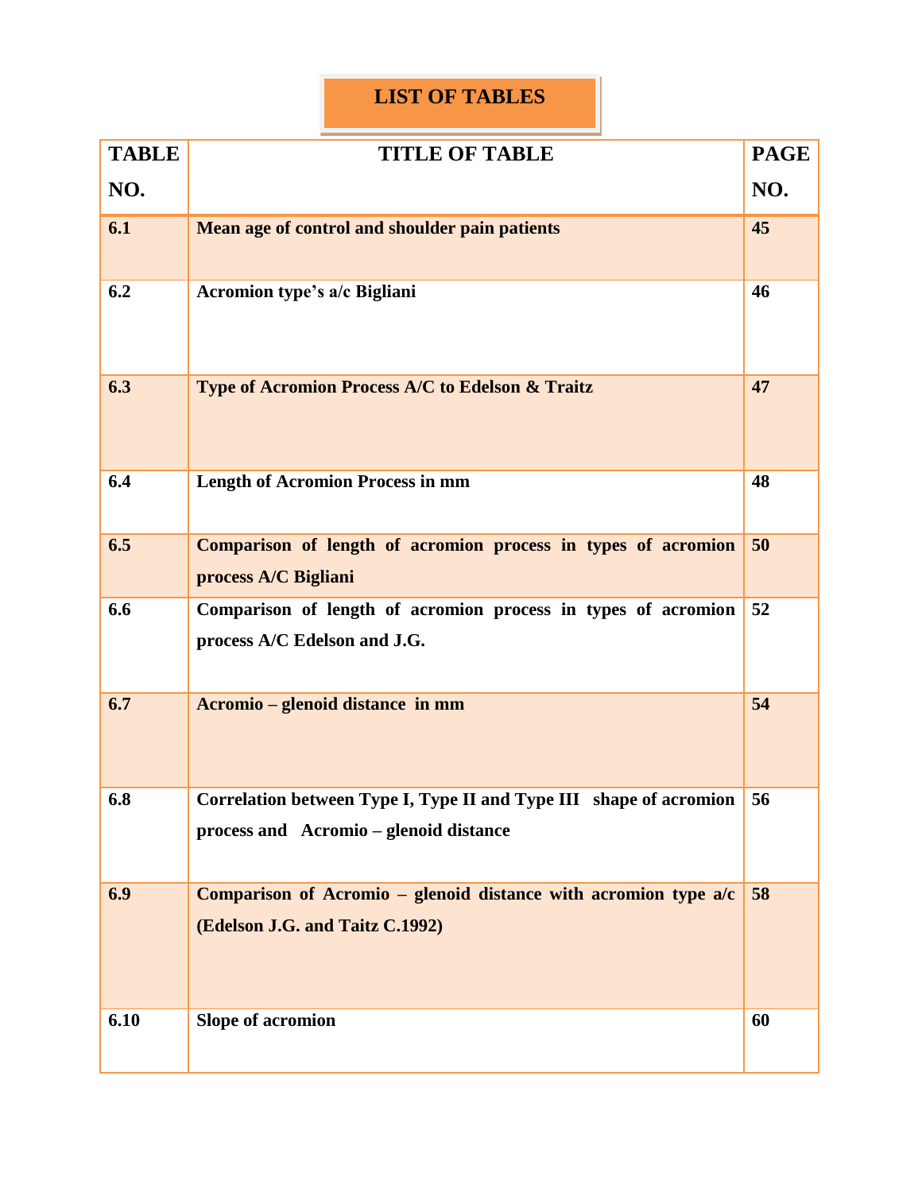# LIST OF TABLES

| TABLE NO. | TITLE OF TABLE | PAGE NO. |
|---|---|---|
| 6.1 | Mean age of control and shoulder pain patients | 45 |
| 6.2 | Acromion type's a/c Bigliani | 46 |
| 6.3 | Type of Acromion Process A/C to Edelson & Traitz | 47 |
| 6.4 | Length of Acromion Process in mm | 48 |
| 6.5 | Comparison of length of acromion process in types of acromion process A/C Bigliani | 50 |
| 6.6 | Comparison of length of acromion process in types of acromion process A/C Edelson and J.G. | 52 |
| 6.7 | Acromio – glenoid distance in mm | 54 |
| 6.8 | Correlation between Type I, Type II and Type III shape of acromion process and Acromio – glenoid distance | 56 |
| 6.9 | Comparison of Acromio – glenoid distance with acromion type a/c (Edelson J.G. and Taitz C.1992) | 58 |
| 6.10 | Slope of acromion | 60 |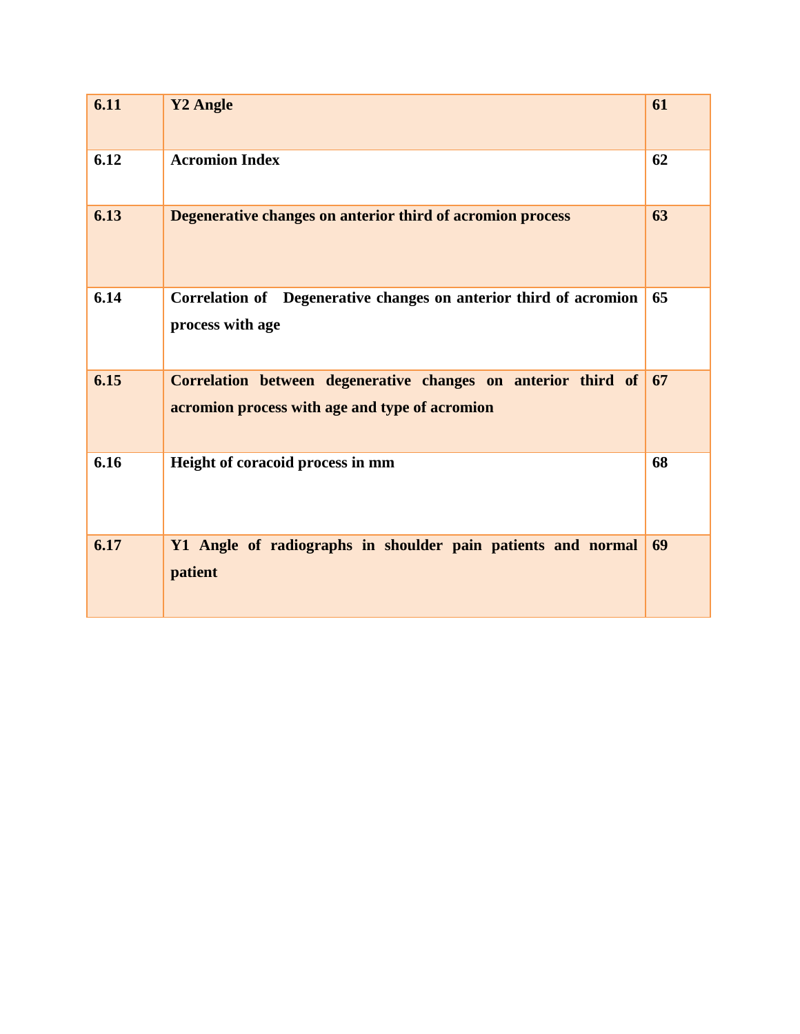| **6.11** | **Y2 Angle** | **61** |
|---|---|---|
| **6.12** | **Acromion Index** | **62** |
| **6.13** | **Degenerative changes on anterior third of acromion process** | **63** |
| **6.14** | **Correlation of Degenerative changes on anterior third of acromion process with age** | **65** |
| **6.15** | **Correlation between degenerative changes on anterior third of acromion process with age and type of acromion** | **67** |
| **6.16** | **Height of coracoid process in mm** | **68** |
| **6.17** | **Y1 Angle of radiographs in shoulder pain patients and normal patient** | **69** |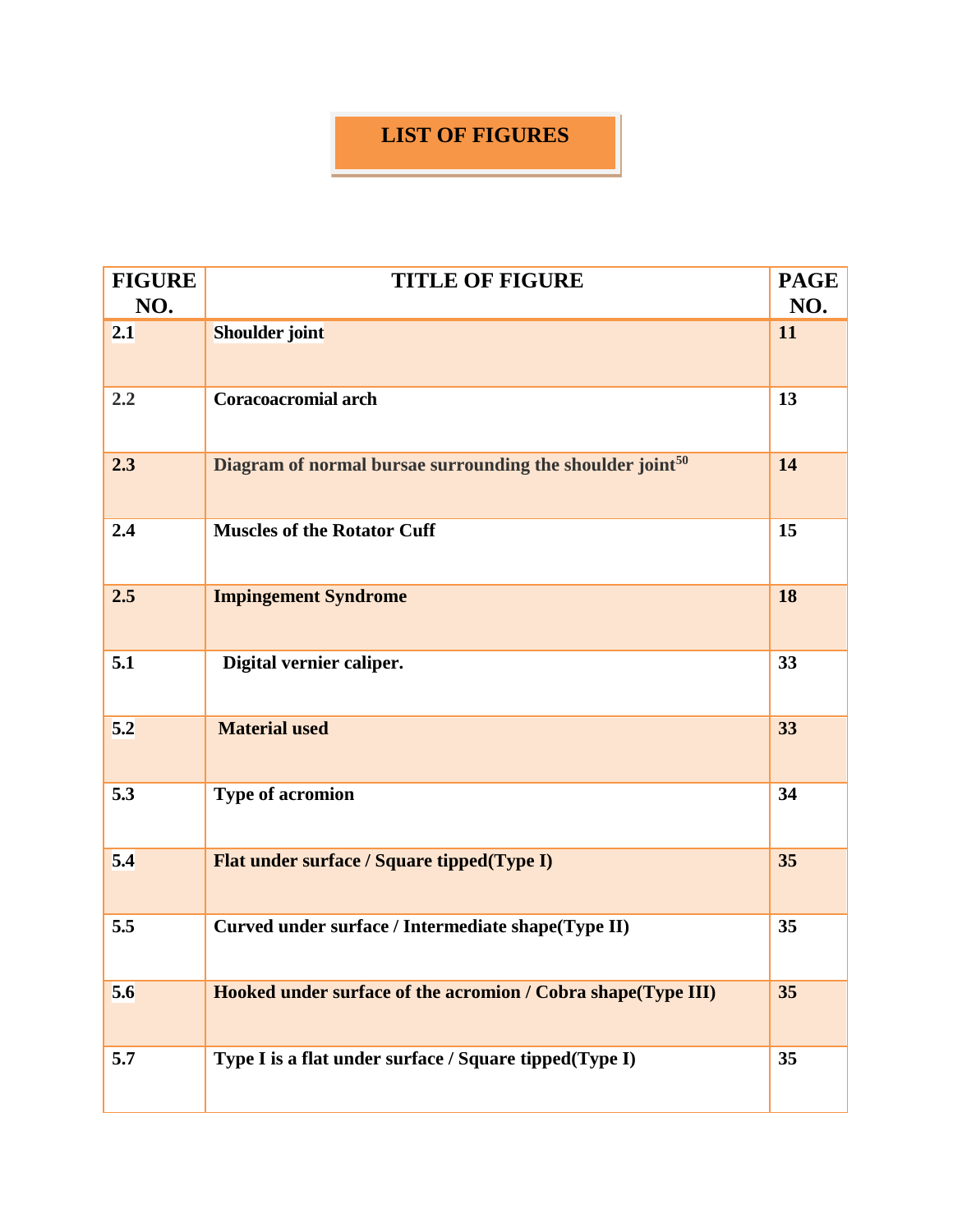# LIST OF FIGURES

| FIGURE NO. | TITLE OF FIGURE | PAGE NO. |
|---|---|---|
| 2.1 | Shoulder joint | 11 |
| 2.2 | Coracoacromial arch | 13 |
| 2.3 | Diagram of normal bursae surrounding the shoulder joint[50] | 14 |
| 2.4 | Muscles of the Rotator Cuff | 15 |
| 2.5 | Impingement Syndrome | 18 |
| 5.1 | Digital vernier caliper. | 33 |
| 5.2 | Material used | 33 |
| 5.3 | Type of acromion | 34 |
| 5.4 | Flat under surface / Square tipped(Type I) | 35 |
| 5.5 | Curved under surface / Intermediate shape(Type II) | 35 |
| 5.6 | Hooked under surface of the acromion / Cobra shape(Type III) | 35 |
| 5.7 | Type I is a flat under surface / Square tipped(Type I) | 35 |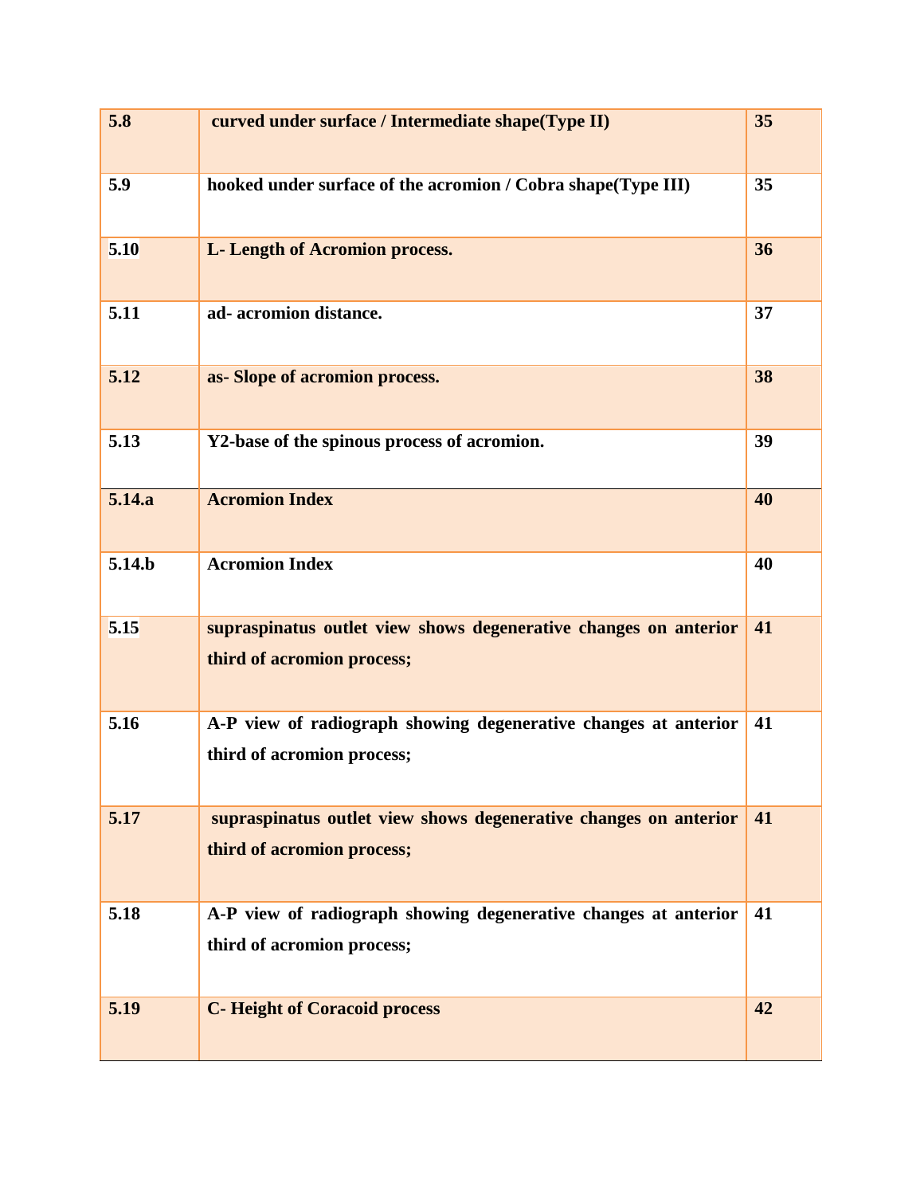| 5.8 | curved under surface / Intermediate shape(Type II) | 35 |
|---|---|---|
| 5.9 | hooked under surface of the acromion / Cobra shape(Type III) | 35 |
| 5.10 | L- Length of Acromion process. | 36 |
| 5.11 | ad- acromion distance. | 37 |
| 5.12 | as- Slope of acromion process. | 38 |
| 5.13 | Y2-base of the spinous process of acromion. | 39 |
| 5.14.a | Acromion Index | 40 |
| 5.14.b | Acromion Index | 40 |
| 5.15 | supraspinatus outlet view shows degenerative changes on anterior third of acromion process; | 41 |
| 5.16 | A-P view of radiograph showing degenerative changes at anterior third of acromion process; | 41 |
| 5.17 | supraspinatus outlet view shows degenerative changes on anterior third of acromion process; | 41 |
| 5.18 | A-P view of radiograph showing degenerative changes at anterior third of acromion process; | 41 |
| 5.19 | C- Height of Coracoid process | 42 |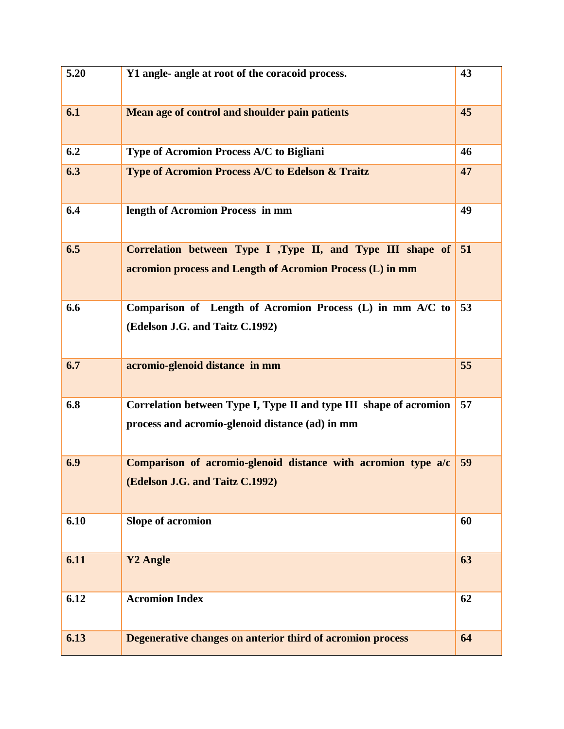| 5.20 | Y1 angle- angle at root of the coracoid process. | 43 |
|---|---|---|
| 6.1 | Mean age of control and shoulder pain patients | 45 |
| 6.2 | Type of Acromion Process A/C to Bigliani | 46 |
| 6.3 | Type of Acromion Process A/C to Edelson & Traitz | 47 |
| 6.4 | length of Acromion Process in mm | 49 |
| 6.5 | Correlation between Type I ,Type II, and Type III shape of acromion process and Length of Acromion Process (L) in mm | 51 |
| 6.6 | Comparison of Length of Acromion Process (L) in mm A/C to (Edelson J.G. and Taitz C.1992) | 53 |
| 6.7 | acromio-glenoid distance in mm | 55 |
| 6.8 | Correlation between Type I, Type II and type III shape of acromion process and acromio-glenoid distance (ad) in mm | 57 |
| 6.9 | Comparison of acromio-glenoid distance with acromion type a/c (Edelson J.G. and Taitz C.1992) | 59 |
| 6.10 | Slope of acromion | 60 |
| 6.11 | Y2 Angle | 63 |
| 6.12 | Acromion Index | 62 |
| 6.13 | Degenerative changes on anterior third of acromion process | 64 |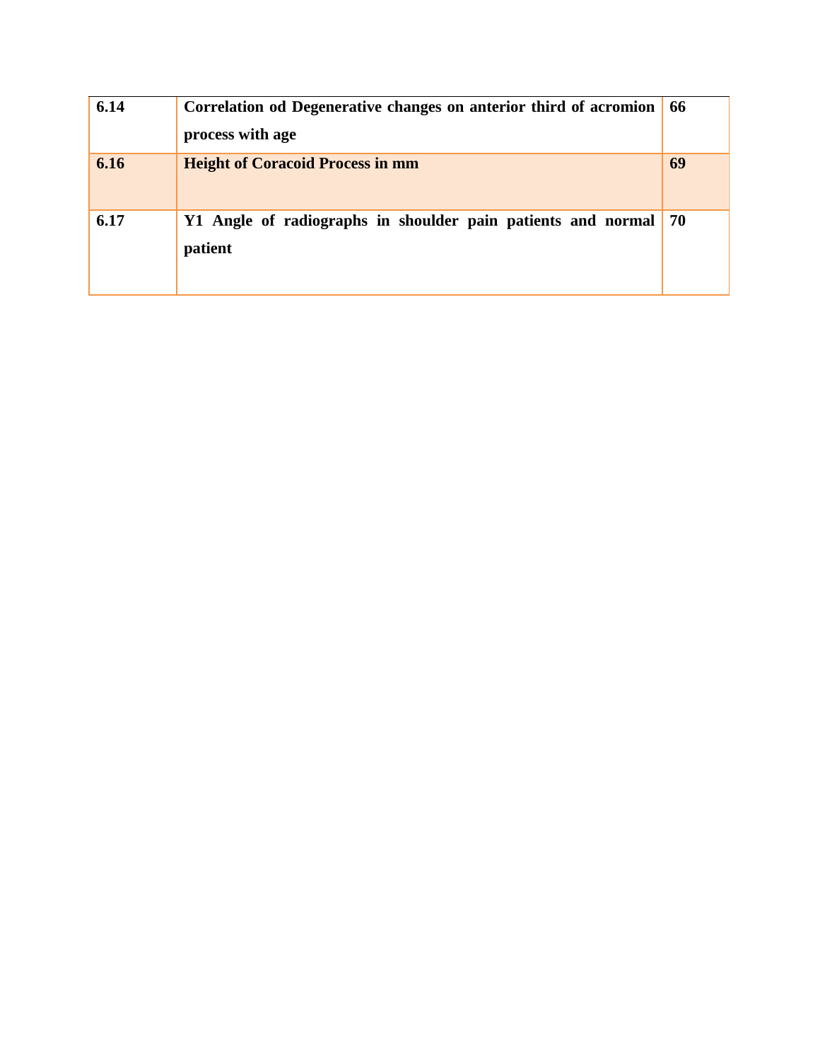| | | |
|---|---|---|
| **6.14** | **Correlation od Degenerative changes on anterior third of acromion process with age** | **66** |
| **6.16** | **Height of Coracoid Process in mm** | **69** |
| **6.17** | **Y1 Angle of radiographs in shoulder pain patients and normal patient** | **70** |